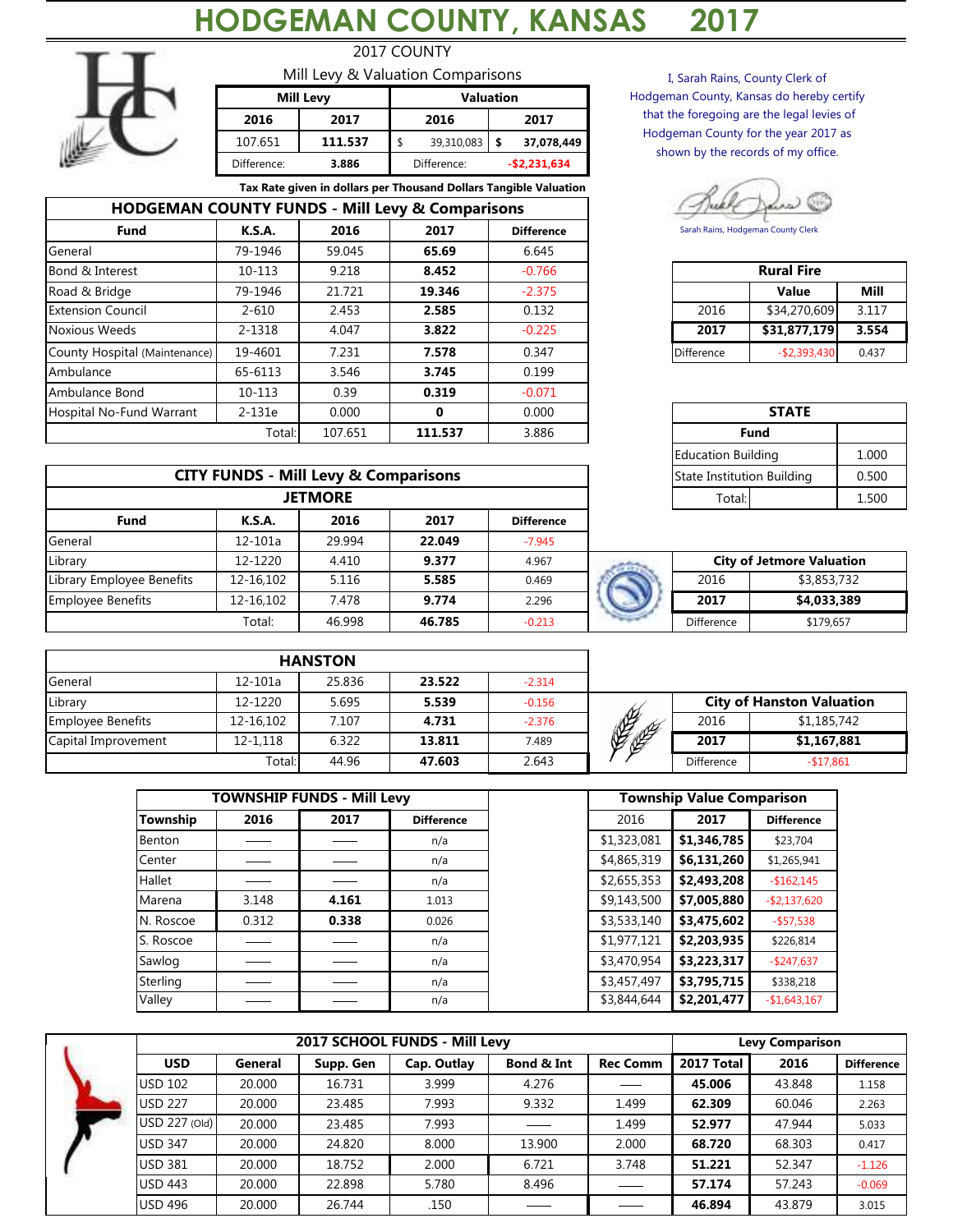# HODGEMAN COUNTY, KANSAS 2017

## 2017 COUNTY
### Mill Levy & Valuation Comparisons

| Mill Levy | | Valuation | |
|---|---|---|---|
| 2016 | 2017 | 2016 | 2017 |
| 107.651 | **111.537** | $ 39,310,083 | **$ 37,078,449** |
| Difference: | **3.886** | Difference: | **-$2,231,634** |

**Tax Rate given in dollars per Thousand Dollars Tangible Valuation**

I, Sarah Rains, County Clerk of Hodgeman County, Kansas do hereby certify that the foregoing are the legal levies of Hodgeman County for the year 2017 as shown by the records of my office.

Sarah Rains, Hodgeman County Clerk

### HODGEMAN COUNTY FUNDS - Mill Levy & Comparisons

| Fund | K.S.A. | 2016 | 2017 | Difference |
|---|---|---|---|---|
| General | 79-1946 | 59.045 | **65.69** | 6.645 |
| Bond & Interest | 10-113 | 9.218 | **8.452** | -0.766 |
| Road & Bridge | 79-1946 | 21.721 | **19.346** | -2.375 |
| Extension Council | 2-610 | 2.453 | **2.585** | 0.132 |
| Noxious Weeds | 2-1318 | 4.047 | **3.822** | -0.225 |
| County Hospital (Maintenance) | 19-4601 | 7.231 | **7.578** | 0.347 |
| Ambulance | 65-6113 | 3.546 | **3.745** | 0.199 |
| Ambulance Bond | 10-113 | 0.39 | **0.319** | -0.071 |
| Hospital No-Fund Warrant | 2-131e | 0.000 | **0** | 0.000 |
| | Total: | 107.651 | **111.537** | 3.886 |

### Rural Fire

| | Value | Mill |
|---|---|---|
| 2016 | $34,270,609 | 3.117 |
| **2017** | **$31,877,179** | **3.554** |
| Difference | -$2,393,430 | 0.437 |

### STATE

| Fund | |
|---|---|
| Education Building | 1.000 |
| State Institution Building | 0.500 |
| Total: | 1.500 |

### CITY FUNDS - Mill Levy & Comparisons

#### JETMORE

| Fund | K.S.A. | 2016 | 2017 | Difference |
|---|---|---|---|---|
| General | 12-101a | 29.994 | **22.049** | -7.945 |
| Library | 12-1220 | 4.410 | **9.377** | 4.967 |
| Library Employee Benefits | 12-16,102 | 5.116 | **5.585** | 0.469 |
| Employee Benefits | 12-16,102 | 7.478 | **9.774** | 2.296 |
| | Total: | 46.998 | **46.785** | -0.213 |

| City of Jetmore Valuation | |
|---|---|
| 2016 | $3,853,732 |
| **2017** | **$4,033,389** |
| Difference | $179,657 |

#### HANSTON

| Fund | K.S.A. | 2016 | 2017 | Difference |
|---|---|---|---|---|
| General | 12-101a | 25.836 | **23.522** | -2.314 |
| Library | 12-1220 | 5.695 | **5.539** | -0.156 |
| Employee Benefits | 12-16,102 | 7.107 | **4.731** | -2.376 |
| Capital Improvement | 12-1,118 | 6.322 | **13.811** | 7.489 |
| | Total: | 44.96 | **47.603** | 2.643 |

| City of Hanston Valuation | |
|---|---|
| 2016 | $1,185,742 |
| **2017** | **$1,167,881** |
| Difference | -$17,861 |

### TOWNSHIP FUNDS - Mill Levy / Township Value Comparison

| Township | 2016 | 2017 | Difference | 2016 | 2017 | Difference |
|---|---|---|---|---|---|---|
| Benton | —— | —— | n/a | $1,323,081 | **$1,346,785** | $23,704 |
| Center | —— | —— | n/a | $4,865,319 | **$6,131,260** | $1,265,941 |
| Hallet | —— | —— | n/a | $2,655,353 | **$2,493,208** | -$162,145 |
| Marena | 3.148 | **4.161** | 1.013 | $9,143,500 | **$7,005,880** | -$2,137,620 |
| N. Roscoe | 0.312 | **0.338** | 0.026 | $3,533,140 | **$3,475,602** | -$57,538 |
| S. Roscoe | —— | —— | n/a | $1,977,121 | **$2,203,935** | $226,814 |
| Sawlog | —— | —— | n/a | $3,470,954 | **$3,223,317** | -$247,637 |
| Sterling | —— | —— | n/a | $3,457,497 | **$3,795,715** | $338,218 |
| Valley | —— | —— | n/a | $3,844,644 | **$2,201,477** | -$1,643,167 |

### 2017 SCHOOL FUNDS - Mill Levy / Levy Comparison

| USD | General | Supp. Gen | Cap. Outlay | Bond & Int | Rec Comm | 2017 Total | 2016 | Difference |
|---|---|---|---|---|---|---|---|---|
| USD 102 | 20.000 | 16.731 | 3.999 | 4.276 | —— | **45.006** | 43.848 | 1.158 |
| USD 227 | 20.000 | 23.485 | 7.993 | 9.332 | 1.499 | **62.309** | 60.046 | 2.263 |
| USD 227 (Old) | 20.000 | 23.485 | 7.993 | —— | 1.499 | **52.977** | 47.944 | 5.033 |
| USD 347 | 20.000 | 24.820 | 8.000 | 13.900 | 2.000 | **68.720** | 68.303 | 0.417 |
| USD 381 | 20.000 | 18.752 | 2.000 | 6.721 | 3.748 | **51.221** | 52.347 | -1.126 |
| USD 443 | 20.000 | 22.898 | 5.780 | 8.496 | —— | **57.174** | 57.243 | -0.069 |
| USD 496 | 20.000 | 26.744 | .150 | —— | —— | **46.894** | 43.879 | 3.015 |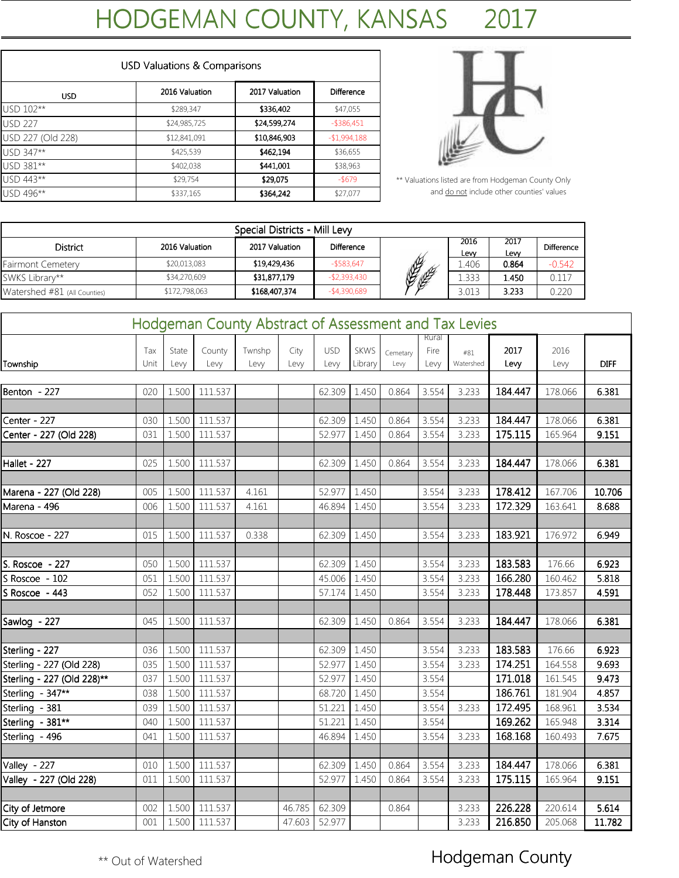# HODGEMAN COUNTY, KANSAS 2017

| USD Valuations & Comparisons | | | |
|---|---|---|---|
| USD | 2016 Valuation | 2017 Valuation | Difference |
| USD 102** | $289,347 | **$336,402** | $47,055 |
| USD 227 | $24,985,725 | **$24,599,274** | -$386,451 |
| USD 227 (Old 228) | $12,841,091 | **$10,846,903** | -$1,994,188 |
| USD 347** | $425,539 | **$462,194** | $36,655 |
| USD 381** | $402,038 | **$441,001** | $38,963 |
| USD 443** | $29,754 | **$29,075** | -$679 |
| USD 496** | $337,165 | **$364,242** | $27,077 |

** Valuations listed are from Hodgeman County Only and do not include other counties' values

## Special Districts - Mill Levy

| District | 2016 Valuation | 2017 Valuation | Difference | 2016 Levy | 2017 Levy | Difference |
|---|---|---|---|---|---|---|
| Fairmont Cemetery | $20,013,083 | **$19,429,436** | -$583,647 | 1.406 | **0.864** | -0.542 |
| SWKS Library** | $34,270,609 | **$31,877,179** | -$2,393,430 | 1.333 | **1.450** | 0.117 |
| Watershed #81 (All Counties) | $172,798,063 | **$168,407,374** | -$4,390,689 | 3.013 | **3.233** | 0.220 |

## Hodgeman County Abstract of Assessment and Tax Levies

| Township | Tax Unit | State Levy | County Levy | Twnshp Levy | City Levy | USD Levy | SKWS Library | Cemetary Levy | Rural Fire Levy | #81 Watershed | 2017 Levy | 2016 Levy | DIFF |
|---|---|---|---|---|---|---|---|---|---|---|---|---|---|
| Benton - 227 | 020 | 1.500 | 111.537 | | | 62.309 | 1.450 | 0.864 | 3.554 | 3.233 | **184.447** | 178.066 | **6.381** |
| Center - 227 | 030 | 1.500 | 111.537 | | | 62.309 | 1.450 | 0.864 | 3.554 | 3.233 | **184.447** | 178.066 | **6.381** |
| Center - 227 (Old 228) | 031 | 1.500 | 111.537 | | | 52.977 | 1.450 | 0.864 | 3.554 | 3.233 | **175.115** | 165.964 | **9.151** |
| Hallet - 227 | 025 | 1.500 | 111.537 | | | 62.309 | 1.450 | 0.864 | 3.554 | 3.233 | **184.447** | 178.066 | **6.381** |
| Marena - 227 (Old 228) | 005 | 1.500 | 111.537 | 4.161 | | 52.977 | 1.450 | | 3.554 | 3.233 | **178.412** | 167.706 | **10.706** |
| Marena - 496 | 006 | 1.500 | 111.537 | 4.161 | | 46.894 | 1.450 | | 3.554 | 3.233 | **172.329** | 163.641 | **8.688** |
| N. Roscoe - 227 | 015 | 1.500 | 111.537 | 0.338 | | 62.309 | 1.450 | | 3.554 | 3.233 | **183.921** | 176.972 | **6.949** |
| S. Roscoe - 227 | 050 | 1.500 | 111.537 | | | 62.309 | 1.450 | | 3.554 | 3.233 | **183.583** | 176.66 | **6.923** |
| S Roscoe - 102 | 051 | 1.500 | 111.537 | | | 45.006 | 1.450 | | 3.554 | 3.233 | **166.280** | 160.462 | **5.818** |
| S Roscoe - 443 | 052 | 1.500 | 111.537 | | | 57.174 | 1.450 | | 3.554 | 3.233 | **178.448** | 173.857 | **4.591** |
| Sawlog - 227 | 045 | 1.500 | 111.537 | | | 62.309 | 1.450 | 0.864 | 3.554 | 3.233 | **184.447** | 178.066 | **6.381** |
| Sterling - 227 | 036 | 1.500 | 111.537 | | | 62.309 | 1.450 | | 3.554 | 3.233 | **183.583** | 176.66 | **6.923** |
| Sterling - 227 (Old 228) | 035 | 1.500 | 111.537 | | | 52.977 | 1.450 | | 3.554 | 3.233 | **174.251** | 164.558 | **9.693** |
| Sterling - 227 (Old 228)** | 037 | 1.500 | 111.537 | | | 52.977 | 1.450 | | 3.554 | | **171.018** | 161.545 | **9.473** |
| Sterling - 347** | 038 | 1.500 | 111.537 | | | 68.720 | 1.450 | | 3.554 | | **186.761** | 181.904 | **4.857** |
| Sterling - 381 | 039 | 1.500 | 111.537 | | | 51.221 | 1.450 | | 3.554 | 3.233 | **172.495** | 168.961 | **3.534** |
| Sterling - 381** | 040 | 1.500 | 111.537 | | | 51.221 | 1.450 | | 3.554 | | **169.262** | 165.948 | **3.314** |
| Sterling - 496 | 041 | 1.500 | 111.537 | | | 46.894 | 1.450 | | 3.554 | 3.233 | **168.168** | 160.493 | **7.675** |
| Valley - 227 | 010 | 1.500 | 111.537 | | | 62.309 | 1.450 | 0.864 | 3.554 | 3.233 | **184.447** | 178.066 | **6.381** |
| Valley - 227 (Old 228) | 011 | 1.500 | 111.537 | | | 52.977 | 1.450 | 0.864 | 3.554 | 3.233 | **175.115** | 165.964 | **9.151** |
| City of Jetmore | 002 | 1.500 | 111.537 | | 46.785 | 62.309 | | 0.864 | | 3.233 | **226.228** | 220.614 | **5.614** |
| City of Hanston | 001 | 1.500 | 111.537 | | 47.603 | 52.977 | | | | 3.233 | **216.850** | 205.068 | **11.782** |

** Out of Watershed

Hodgeman County